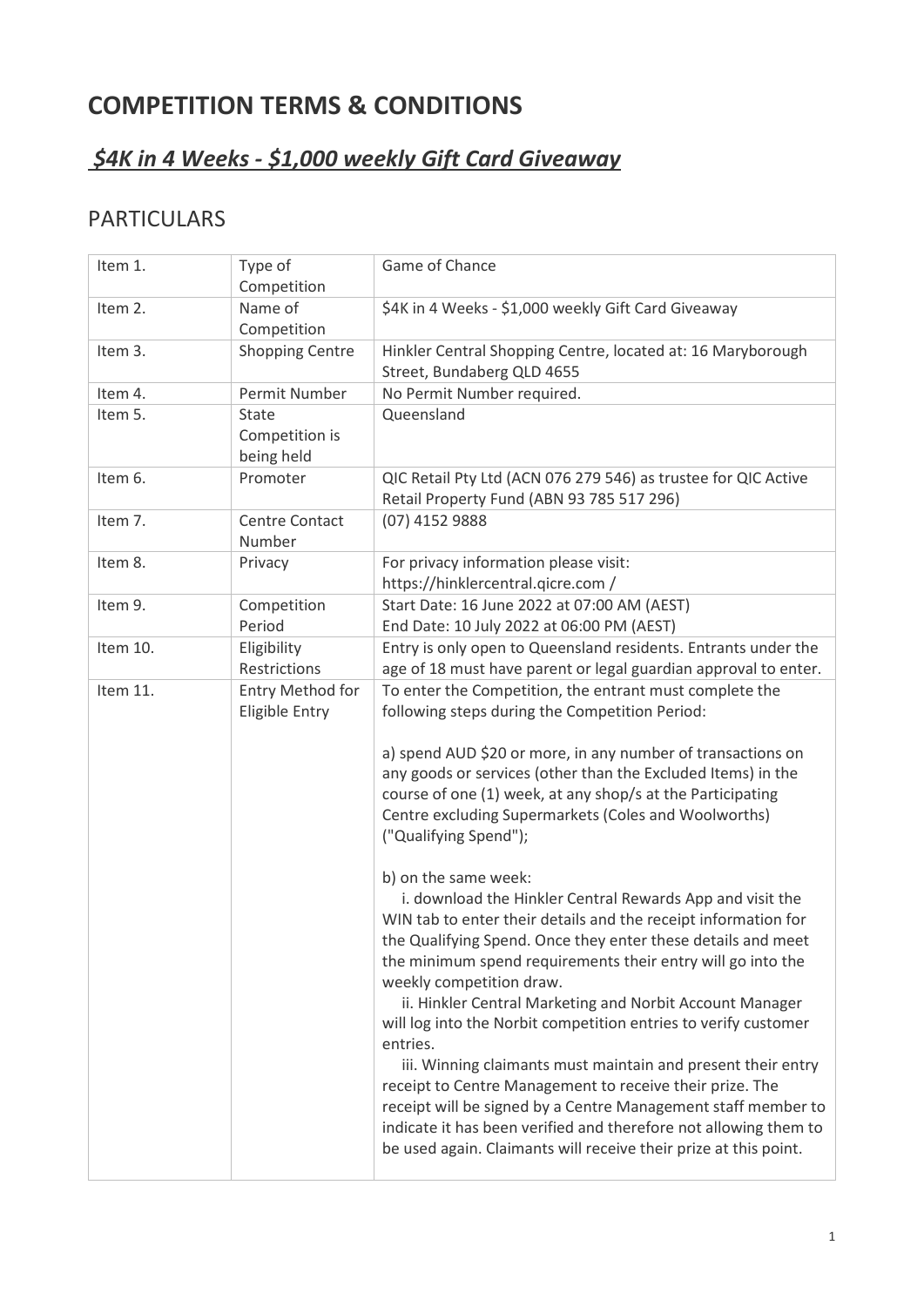# COMPETITION TERMS & CONDITIONS

## *$4K in 4 Weeks - $1,000 weekly Gift Card Giveaway*

## PARTICULARS

| Item | Particular | Details |
|---|---|---|
| Item 1. | Type of Competition | Game of Chance |
| Item 2. | Name of Competition | $4K in 4 Weeks - $1,000 weekly Gift Card Giveaway |
| Item 3. | Shopping Centre | Hinkler Central Shopping Centre, located at: 16 Maryborough Street, Bundaberg QLD 4655 |
| Item 4. | Permit Number | No Permit Number required. |
| Item 5. | State Competition is being held | Queensland |
| Item 6. | Promoter | QIC Retail Pty Ltd (ACN 076 279 546) as trustee for QIC Active Retail Property Fund (ABN 93 785 517 296) |
| Item 7. | Centre Contact Number | (07) 4152 9888 |
| Item 8. | Privacy | For privacy information please visit: https://hinklercentral.qicre.com / |
| Item 9. | Competition Period | Start Date: 16 June 2022 at 07:00 AM (AEST)<br>End Date: 10 July 2022 at 06:00 PM (AEST) |
| Item 10. | Eligibility Restrictions | Entry is only open to Queensland residents. Entrants under the age of 18 must have parent or legal guardian approval to enter. |
| Item 11. | Entry Method for Eligible Entry | To enter the Competition, the entrant must complete the following steps during the Competition Period:<br><br>a) spend AUD $20 or more, in any number of transactions on any goods or services (other than the Excluded Items) in the course of one (1) week, at any shop/s at the Participating Centre excluding Supermarkets (Coles and Woolworths) ("Qualifying Spend");<br><br>b) on the same week:<br>i. download the Hinkler Central Rewards App and visit the WIN tab to enter their details and the receipt information for the Qualifying Spend. Once they enter these details and meet the minimum spend requirements their entry will go into the weekly competition draw.<br>ii. Hinkler Central Marketing and Norbit Account Manager will log into the Norbit competition entries to verify customer entries.<br>iii. Winning claimants must maintain and present their entry receipt to Centre Management to receive their prize. The receipt will be signed by a Centre Management staff member to indicate it has been verified and therefore not allowing them to be used again. Claimants will receive their prize at this point. |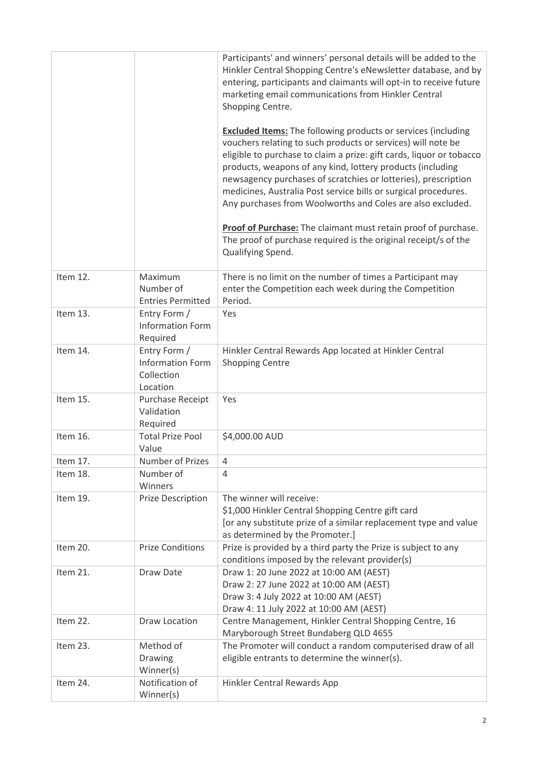| | | |
|---|---|---|
| | | Participants' and winners' personal details will be added to the Hinkler Central Shopping Centre's eNewsletter database, and by entering, participants and claimants will opt-in to receive future marketing email communications from Hinkler Central Shopping Centre.<br><br>**<u>Excluded Items:</u>** The following products or services (including vouchers relating to such products or services) will note be eligible to purchase to claim a prize: gift cards, liquor or tobacco products, weapons of any kind, lottery products (including newsagency purchases of scratchies or lotteries), prescription medicines, Australia Post service bills or surgical procedures. Any purchases from Woolworths and Coles are also excluded.<br><br>**<u>Proof of Purchase:</u>** The claimant must retain proof of purchase. The proof of purchase required is the original receipt/s of the Qualifying Spend. |
| Item 12. | Maximum Number of Entries Permitted | There is no limit on the number of times a Participant may enter the Competition each week during the Competition Period. |
| Item 13. | Entry Form / Information Form Required | Yes |
| Item 14. | Entry Form / Information Form Collection Location | Hinkler Central Rewards App located at Hinkler Central Shopping Centre |
| Item 15. | Purchase Receipt Validation Required | Yes |
| Item 16. | Total Prize Pool Value | $4,000.00 AUD |
| Item 17. | Number of Prizes | 4 |
| Item 18. | Number of Winners | 4 |
| Item 19. | Prize Description | The winner will receive:<br>$1,000 Hinkler Central Shopping Centre gift card<br>[or any substitute prize of a similar replacement type and value as determined by the Promoter.] |
| Item 20. | Prize Conditions | Prize is provided by a third party the Prize is subject to any conditions imposed by the relevant provider(s) |
| Item 21. | Draw Date | Draw 1: 20 June 2022 at 10:00 AM (AEST)<br>Draw 2: 27 June 2022 at 10:00 AM (AEST)<br>Draw 3: 4 July 2022 at 10:00 AM (AEST)<br>Draw 4: 11 July 2022 at 10:00 AM (AEST) |
| Item 22. | Draw Location | Centre Management, Hinkler Central Shopping Centre, 16 Maryborough Street Bundaberg QLD 4655 |
| Item 23. | Method of Drawing Winner(s) | The Promoter will conduct a random computerised draw of all eligible entrants to determine the winner(s). |
| Item 24. | Notification of Winner(s) | Hinkler Central Rewards App |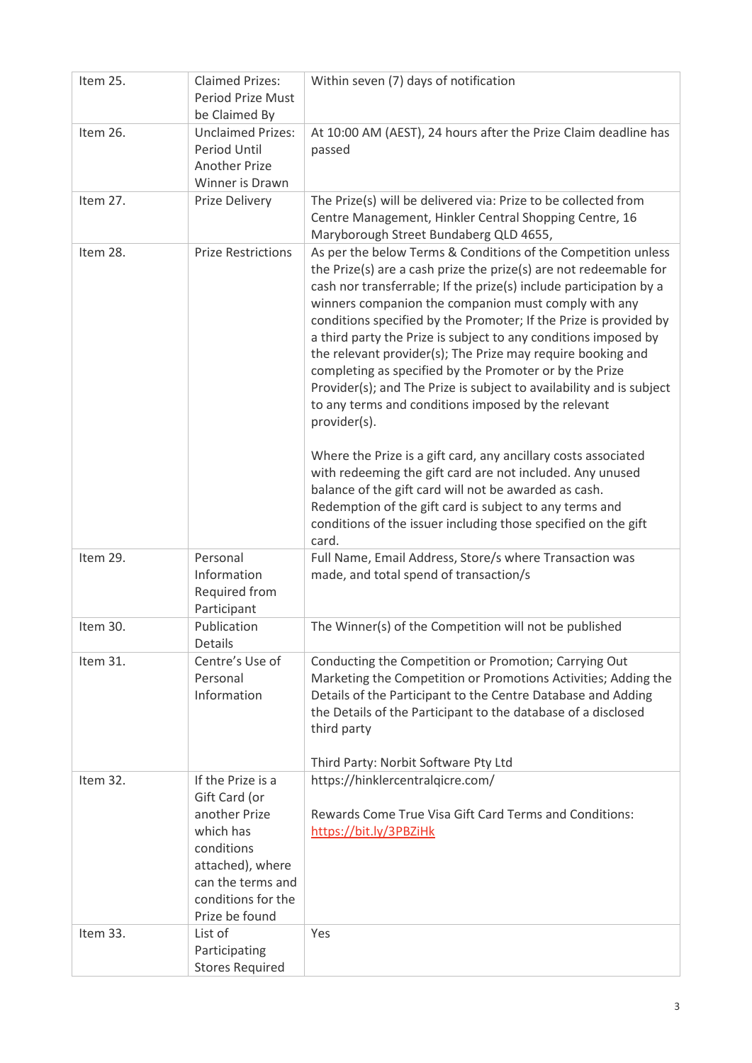| | | |
|---|---|---|
| Item 25. | Claimed Prizes: Period Prize Must be Claimed By | Within seven (7) days of notification |
| Item 26. | Unclaimed Prizes: Period Until Another Prize Winner is Drawn | At 10:00 AM (AEST), 24 hours after the Prize Claim deadline has passed |
| Item 27. | Prize Delivery | The Prize(s) will be delivered via: Prize to be collected from Centre Management, Hinkler Central Shopping Centre, 16 Maryborough Street Bundaberg QLD 4655, |
| Item 28. | Prize Restrictions | As per the below Terms & Conditions of the Competition unless the Prize(s) are a cash prize the prize(s) are not redeemable for cash nor transferrable; If the prize(s) include participation by a winners companion the companion must comply with any conditions specified by the Promoter; If the Prize is provided by a third party the Prize is subject to any conditions imposed by the relevant provider(s); The Prize may require booking and completing as specified by the Promoter or by the Prize Provider(s); and The Prize is subject to availability and is subject to any terms and conditions imposed by the relevant provider(s).<br><br>Where the Prize is a gift card, any ancillary costs associated with redeeming the gift card are not included. Any unused balance of the gift card will not be awarded as cash. Redemption of the gift card is subject to any terms and conditions of the issuer including those specified on the gift card. |
| Item 29. | Personal Information Required from Participant | Full Name, Email Address, Store/s where Transaction was made, and total spend of transaction/s |
| Item 30. | Publication Details | The Winner(s) of the Competition will not be published |
| Item 31. | Centre's Use of Personal Information | Conducting the Competition or Promotion; Carrying Out Marketing the Competition or Promotions Activities; Adding the Details of the Participant to the Centre Database and Adding the Details of the Participant to the database of a disclosed third party<br><br>Third Party: Norbit Software Pty Ltd |
| Item 32. | If the Prize is a Gift Card (or another Prize which has conditions attached), where can the terms and conditions for the Prize be found | https://hinklercentralqicre.com/<br><br>Rewards Come True Visa Gift Card Terms and Conditions: https://bit.ly/3PBZiHk |
| Item 33. | List of Participating Stores Required | Yes |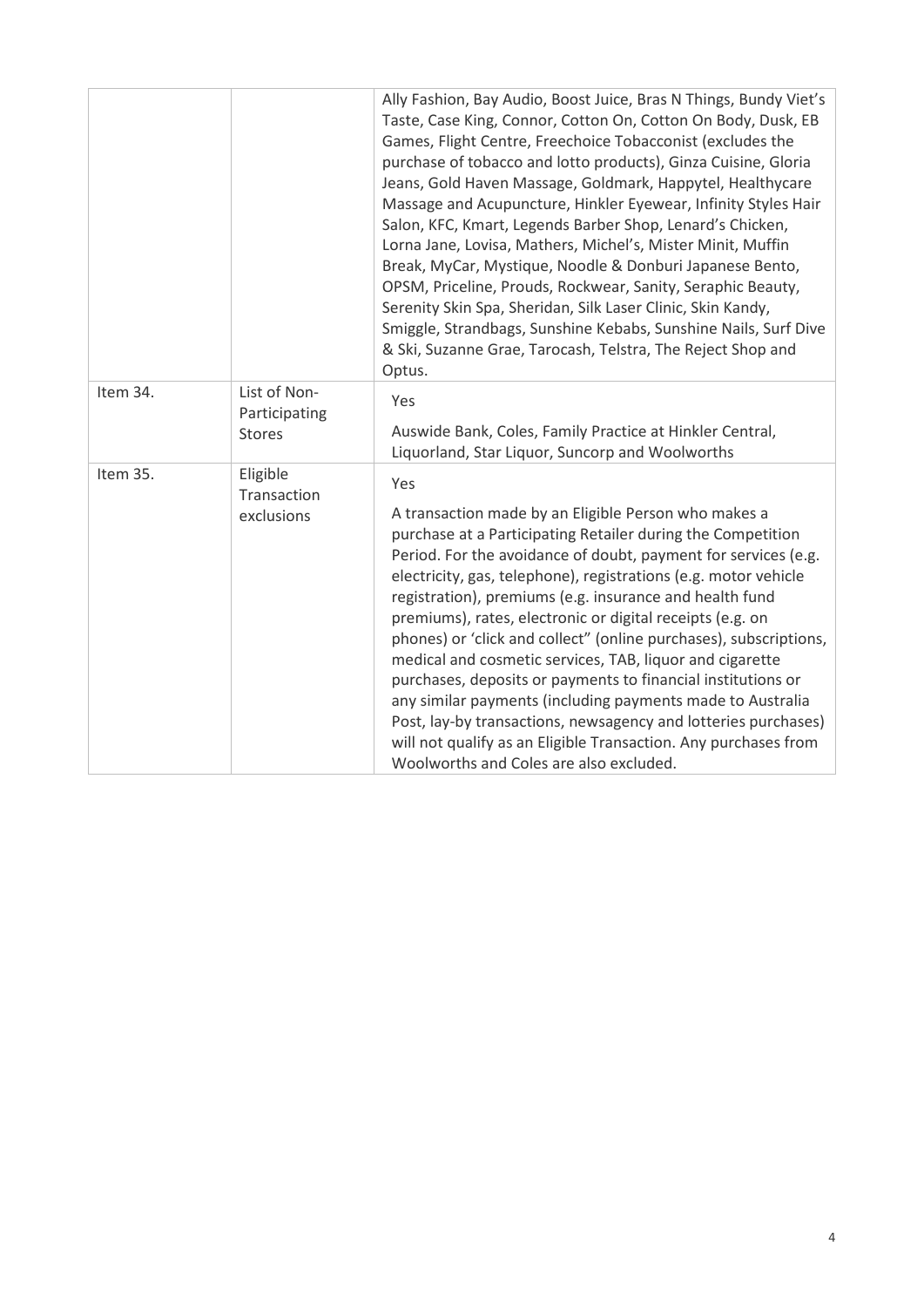| | | |
|---|---|---|
| | | Ally Fashion, Bay Audio, Boost Juice, Bras N Things, Bundy Viet's Taste, Case King, Connor, Cotton On, Cotton On Body, Dusk, EB Games, Flight Centre, Freechoice Tobacconist (excludes the purchase of tobacco and lotto products), Ginza Cuisine, Gloria Jeans, Gold Haven Massage, Goldmark, Happytel, Healthycare Massage and Acupuncture, Hinkler Eyewear, Infinity Styles Hair Salon, KFC, Kmart, Legends Barber Shop, Lenard's Chicken, Lorna Jane, Lovisa, Mathers, Michel's, Mister Minit, Muffin Break, MyCar, Mystique, Noodle & Donburi Japanese Bento, OPSM, Priceline, Prouds, Rockwear, Sanity, Seraphic Beauty, Serenity Skin Spa, Sheridan, Silk Laser Clinic, Skin Kandy, Smiggle, Strandbags, Sunshine Kebabs, Sunshine Nails, Surf Dive & Ski, Suzanne Grae, Tarocash, Telstra, The Reject Shop and Optus. |
| Item 34. | List of Non-Participating Stores | Yes<br><br>Auswide Bank, Coles, Family Practice at Hinkler Central, Liquorland, Star Liquor, Suncorp and Woolworths |
| Item 35. | Eligible Transaction exclusions | Yes<br><br>A transaction made by an Eligible Person who makes a purchase at a Participating Retailer during the Competition Period. For the avoidance of doubt, payment for services (e.g. electricity, gas, telephone), registrations (e.g. motor vehicle registration), premiums (e.g. insurance and health fund premiums), rates, electronic or digital receipts (e.g. on phones) or 'click and collect" (online purchases), subscriptions, medical and cosmetic services, TAB, liquor and cigarette purchases, deposits or payments to financial institutions or any similar payments (including payments made to Australia Post, lay-by transactions, newsagency and lotteries purchases) will not qualify as an Eligible Transaction. Any purchases from Woolworths and Coles are also excluded. |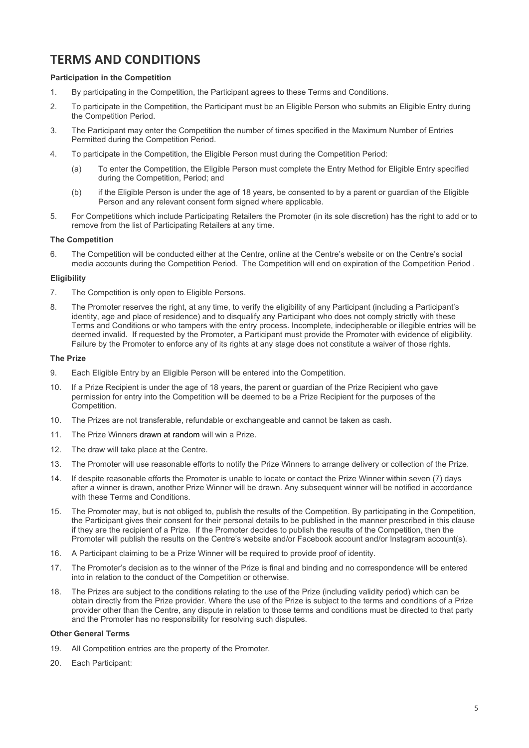# TERMS AND CONDITIONS

**Participation in the Competition**

1. By participating in the Competition, the Participant agrees to these Terms and Conditions.
2. To participate in the Competition, the Participant must be an Eligible Person who submits an Eligible Entry during the Competition Period.
3. The Participant may enter the Competition the number of times specified in the Maximum Number of Entries Permitted during the Competition Period.
4. To participate in the Competition, the Eligible Person must during the Competition Period:
   - (a) To enter the Competition, the Eligible Person must complete the Entry Method for Eligible Entry specified during the Competition, Period; and
   - (b) if the Eligible Person is under the age of 18 years, be consented to by a parent or guardian of the Eligible Person and any relevant consent form signed where applicable.
5. For Competitions which include Participating Retailers the Promoter (in its sole discretion) has the right to add or to remove from the list of Participating Retailers at any time.

**The Competition**

6. The Competition will be conducted either at the Centre, online at the Centre's website or on the Centre's social media accounts during the Competition Period. The Competition will end on expiration of the Competition Period .

**Eligibility**

7. The Competition is only open to Eligible Persons.
8. The Promoter reserves the right, at any time, to verify the eligibility of any Participant (including a Participant's identity, age and place of residence) and to disqualify any Participant who does not comply strictly with these Terms and Conditions or who tampers with the entry process. Incomplete, indecipherable or illegible entries will be deemed invalid. If requested by the Promoter, a Participant must provide the Promoter with evidence of eligibility. Failure by the Promoter to enforce any of its rights at any stage does not constitute a waiver of those rights.

**The Prize**

9. Each Eligible Entry by an Eligible Person will be entered into the Competition.
10. If a Prize Recipient is under the age of 18 years, the parent or guardian of the Prize Recipient who gave permission for entry into the Competition will be deemed to be a Prize Recipient for the purposes of the Competition.
10. The Prizes are not transferable, refundable or exchangeable and cannot be taken as cash.
11. The Prize Winners drawn at random will win a Prize.
12. The draw will take place at the Centre.
13. The Promoter will use reasonable efforts to notify the Prize Winners to arrange delivery or collection of the Prize.
14. If despite reasonable efforts the Promoter is unable to locate or contact the Prize Winner within seven (7) days after a winner is drawn, another Prize Winner will be drawn. Any subsequent winner will be notified in accordance with these Terms and Conditions.
15. The Promoter may, but is not obliged to, publish the results of the Competition. By participating in the Competition, the Participant gives their consent for their personal details to be published in the manner prescribed in this clause if they are the recipient of a Prize. If the Promoter decides to publish the results of the Competition, then the Promoter will publish the results on the Centre's website and/or Facebook account and/or Instagram account(s).
16. A Participant claiming to be a Prize Winner will be required to provide proof of identity.
17. The Promoter's decision as to the winner of the Prize is final and binding and no correspondence will be entered into in relation to the conduct of the Competition or otherwise.
18. The Prizes are subject to the conditions relating to the use of the Prize (including validity period) which can be obtain directly from the Prize provider. Where the use of the Prize is subject to the terms and conditions of a Prize provider other than the Centre, any dispute in relation to those terms and conditions must be directed to that party and the Promoter has no responsibility for resolving such disputes.

**Other General Terms**

19. All Competition entries are the property of the Promoter.
20. Each Participant: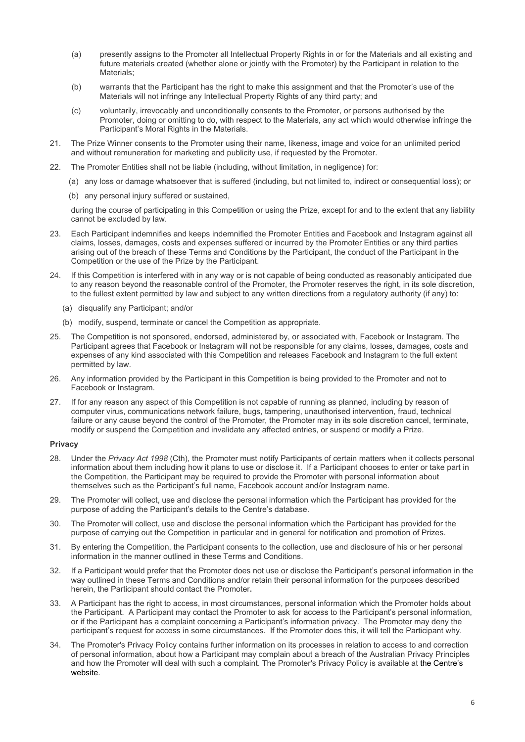(a) presently assigns to the Promoter all Intellectual Property Rights in or for the Materials and all existing and future materials created (whether alone or jointly with the Promoter) by the Participant in relation to the Materials;

(b) warrants that the Participant has the right to make this assignment and that the Promoter's use of the Materials will not infringe any Intellectual Property Rights of any third party; and

(c) voluntarily, irrevocably and unconditionally consents to the Promoter, or persons authorised by the Promoter, doing or omitting to do, with respect to the Materials, any act which would otherwise infringe the Participant's Moral Rights in the Materials.

21. The Prize Winner consents to the Promoter using their name, likeness, image and voice for an unlimited period and without remuneration for marketing and publicity use, if requested by the Promoter.

22. The Promoter Entities shall not be liable (including, without limitation, in negligence) for:

    (a) any loss or damage whatsoever that is suffered (including, but not limited to, indirect or consequential loss); or

    (b) any personal injury suffered or sustained,

    during the course of participating in this Competition or using the Prize, except for and to the extent that any liability cannot be excluded by law.

23. Each Participant indemnifies and keeps indemnified the Promoter Entities and Facebook and Instagram against all claims, losses, damages, costs and expenses suffered or incurred by the Promoter Entities or any third parties arising out of the breach of these Terms and Conditions by the Participant, the conduct of the Participant in the Competition or the use of the Prize by the Participant.

24. If this Competition is interfered with in any way or is not capable of being conducted as reasonably anticipated due to any reason beyond the reasonable control of the Promoter, the Promoter reserves the right, in its sole discretion, to the fullest extent permitted by law and subject to any written directions from a regulatory authority (if any) to:

    (a) disqualify any Participant; and/or

    (b) modify, suspend, terminate or cancel the Competition as appropriate.

25. The Competition is not sponsored, endorsed, administered by, or associated with, Facebook or Instagram. The Participant agrees that Facebook or Instagram will not be responsible for any claims, losses, damages, costs and expenses of any kind associated with this Competition and releases Facebook and Instagram to the full extent permitted by law.

26. Any information provided by the Participant in this Competition is being provided to the Promoter and not to Facebook or Instagram.

27. If for any reason any aspect of this Competition is not capable of running as planned, including by reason of computer virus, communications network failure, bugs, tampering, unauthorised intervention, fraud, technical failure or any cause beyond the control of the Promoter, the Promoter may in its sole discretion cancel, terminate, modify or suspend the Competition and invalidate any affected entries, or suspend or modify a Prize.

**Privacy**

28. Under the *Privacy Act 1998* (Cth), the Promoter must notify Participants of certain matters when it collects personal information about them including how it plans to use or disclose it. If a Participant chooses to enter or take part in the Competition, the Participant may be required to provide the Promoter with personal information about themselves such as the Participant's full name, Facebook account and/or Instagram name.

29. The Promoter will collect, use and disclose the personal information which the Participant has provided for the purpose of adding the Participant's details to the Centre's database.

30. The Promoter will collect, use and disclose the personal information which the Participant has provided for the purpose of carrying out the Competition in particular and in general for notification and promotion of Prizes.

31. By entering the Competition, the Participant consents to the collection, use and disclosure of his or her personal information in the manner outlined in these Terms and Conditions.

32. If a Participant would prefer that the Promoter does not use or disclose the Participant's personal information in the way outlined in these Terms and Conditions and/or retain their personal information for the purposes described herein, the Participant should contact the Promoter.

33. A Participant has the right to access, in most circumstances, personal information which the Promoter holds about the Participant. A Participant may contact the Promoter to ask for access to the Participant's personal information, or if the Participant has a complaint concerning a Participant's information privacy. The Promoter may deny the participant's request for access in some circumstances. If the Promoter does this, it will tell the Participant why.

34. The Promoter's Privacy Policy contains further information on its processes in relation to access to and correction of personal information, about how a Participant may complain about a breach of the Australian Privacy Principles and how the Promoter will deal with such a complaint. The Promoter's Privacy Policy is available at the Centre's website.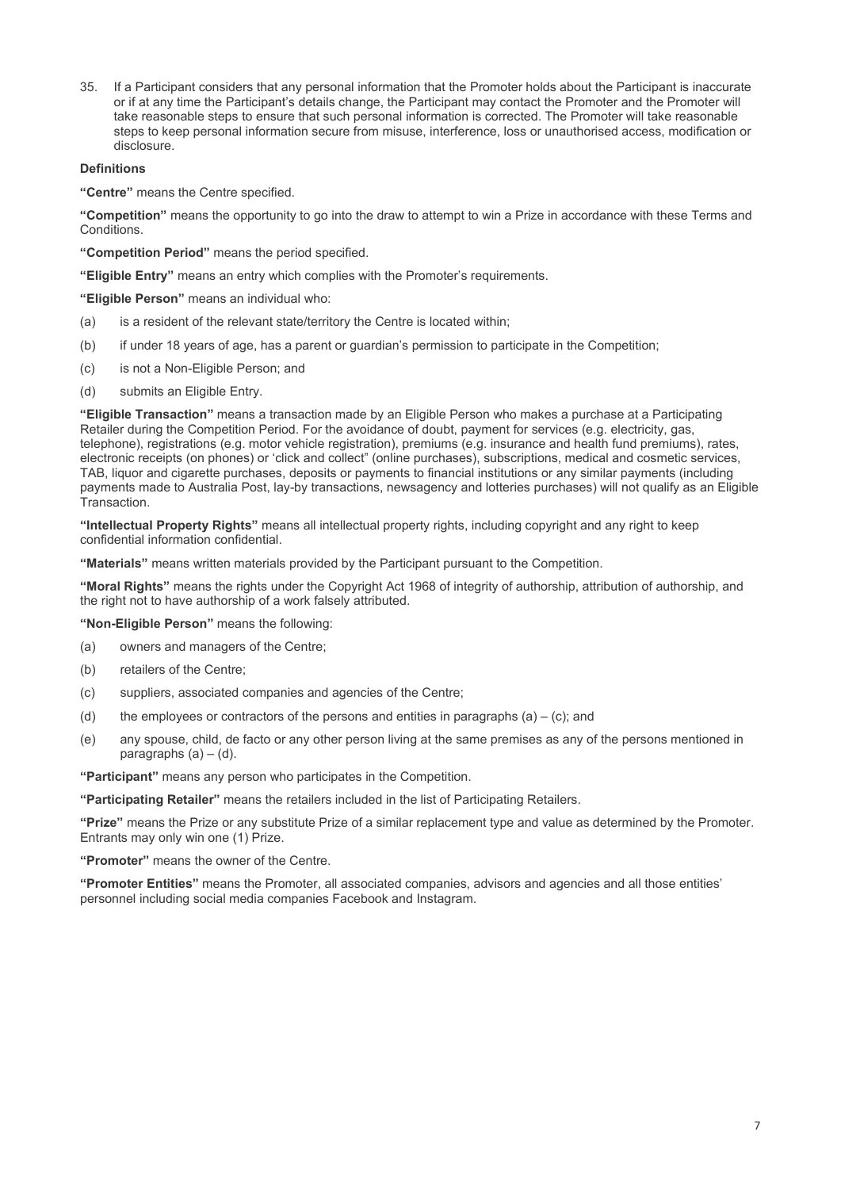35. If a Participant considers that any personal information that the Promoter holds about the Participant is inaccurate or if at any time the Participant's details change, the Participant may contact the Promoter and the Promoter will take reasonable steps to ensure that such personal information is corrected. The Promoter will take reasonable steps to keep personal information secure from misuse, interference, loss or unauthorised access, modification or disclosure.

**Definitions**

**"Centre"** means the Centre specified.

**"Competition"** means the opportunity to go into the draw to attempt to win a Prize in accordance with these Terms and Conditions.

**"Competition Period"** means the period specified.

**"Eligible Entry"** means an entry which complies with the Promoter's requirements.

**"Eligible Person"** means an individual who:

(a) is a resident of the relevant state/territory the Centre is located within;

(b) if under 18 years of age, has a parent or guardian's permission to participate in the Competition;

(c) is not a Non-Eligible Person; and

(d) submits an Eligible Entry.

**"Eligible Transaction"** means a transaction made by an Eligible Person who makes a purchase at a Participating Retailer during the Competition Period. For the avoidance of doubt, payment for services (e.g. electricity, gas, telephone), registrations (e.g. motor vehicle registration), premiums (e.g. insurance and health fund premiums), rates, electronic receipts (on phones) or 'click and collect" (online purchases), subscriptions, medical and cosmetic services, TAB, liquor and cigarette purchases, deposits or payments to financial institutions or any similar payments (including payments made to Australia Post, lay-by transactions, newsagency and lotteries purchases) will not qualify as an Eligible Transaction.

**"Intellectual Property Rights"** means all intellectual property rights, including copyright and any right to keep confidential information confidential.

**"Materials"** means written materials provided by the Participant pursuant to the Competition.

**"Moral Rights"** means the rights under the Copyright Act 1968 of integrity of authorship, attribution of authorship, and the right not to have authorship of a work falsely attributed.

**"Non-Eligible Person"** means the following:

(a) owners and managers of the Centre;

(b) retailers of the Centre;

(c) suppliers, associated companies and agencies of the Centre;

(d) the employees or contractors of the persons and entities in paragraphs (a) – (c); and

(e) any spouse, child, de facto or any other person living at the same premises as any of the persons mentioned in paragraphs (a) – (d).

**"Participant"** means any person who participates in the Competition.

**"Participating Retailer"** means the retailers included in the list of Participating Retailers.

**"Prize"** means the Prize or any substitute Prize of a similar replacement type and value as determined by the Promoter. Entrants may only win one (1) Prize.

**"Promoter"** means the owner of the Centre.

**"Promoter Entities"** means the Promoter, all associated companies, advisors and agencies and all those entities' personnel including social media companies Facebook and Instagram.